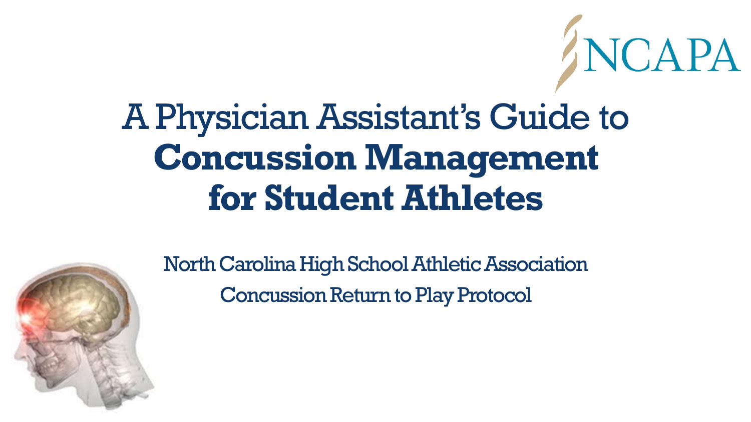NCAPA

# A Physician Assistant's Guide to **Concussion Management for Student Athletes**

North Carolina High School Athletic Association

Concussion Return to Play Protocol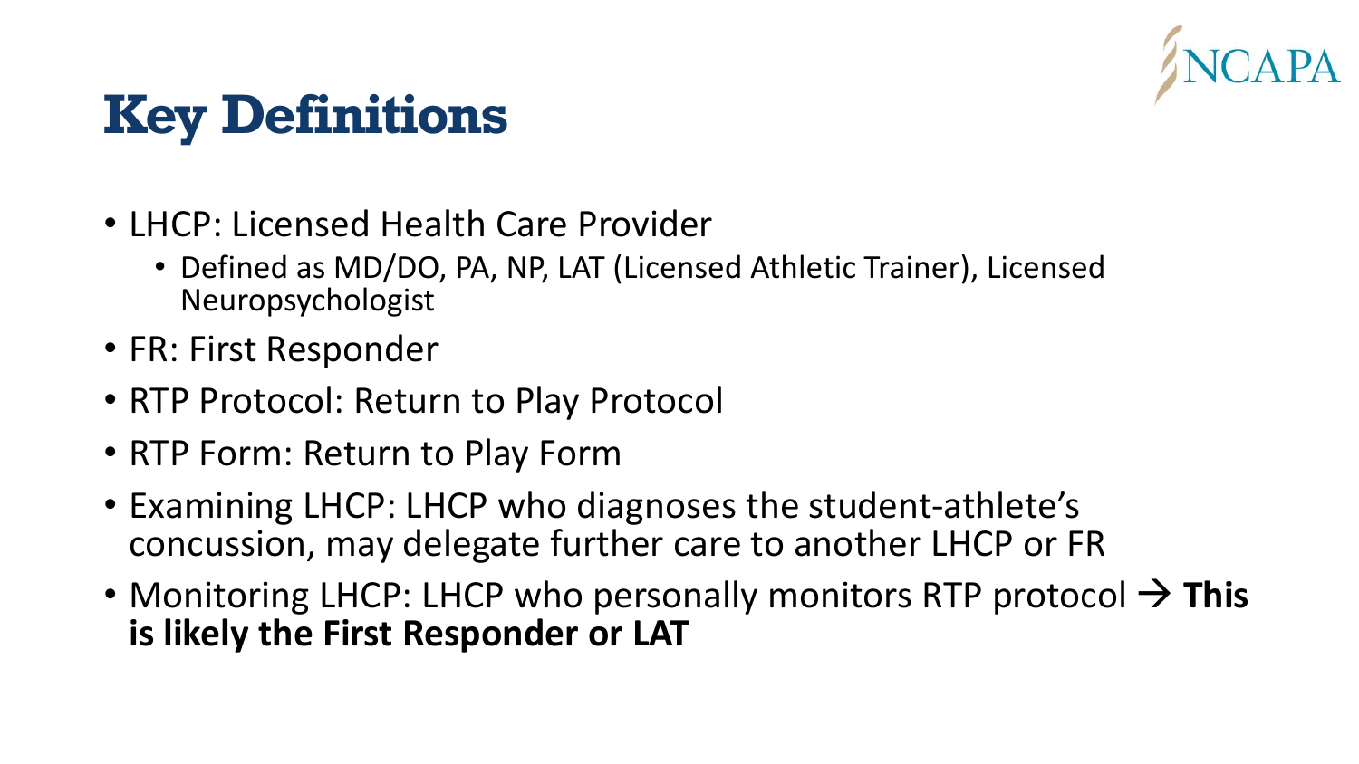# Key Definitions

- LHCP: Licensed Health Care Provider
  - Defined as MD/DO, PA, NP, LAT (Licensed Athletic Trainer), Licensed Neuropsychologist
- FR: First Responder
- RTP Protocol: Return to Play Protocol
- RTP Form: Return to Play Form
- Examining LHCP: LHCP who diagnoses the student-athlete's concussion, may delegate further care to another LHCP or FR
- Monitoring LHCP: LHCP who personally monitors RTP protocol → **This is likely the First Responder or LAT**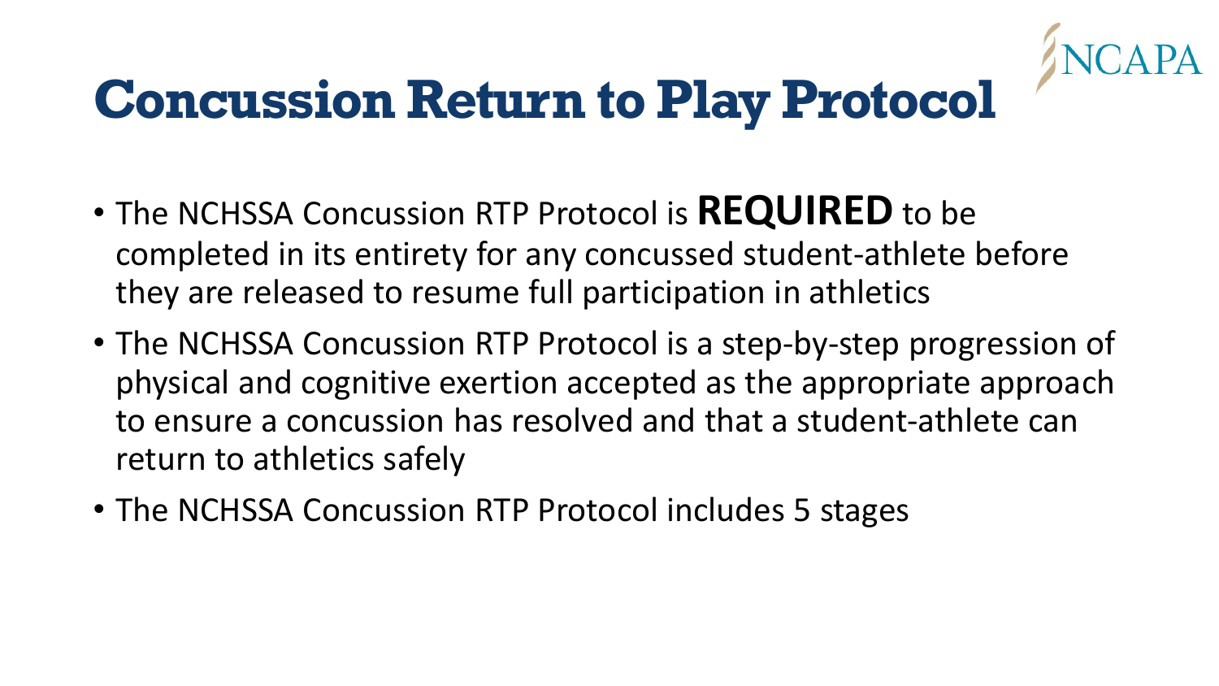# Concussion Return to Play Protocol

- The NCHSSA Concussion RTP Protocol is **REQUIRED** to be completed in its entirety for any concussed student-athlete before they are released to resume full participation in athletics
- The NCHSSA Concussion RTP Protocol is a step-by-step progression of physical and cognitive exertion accepted as the appropriate approach to ensure a concussion has resolved and that a student-athlete can return to athletics safely
- The NCHSSA Concussion RTP Protocol includes 5 stages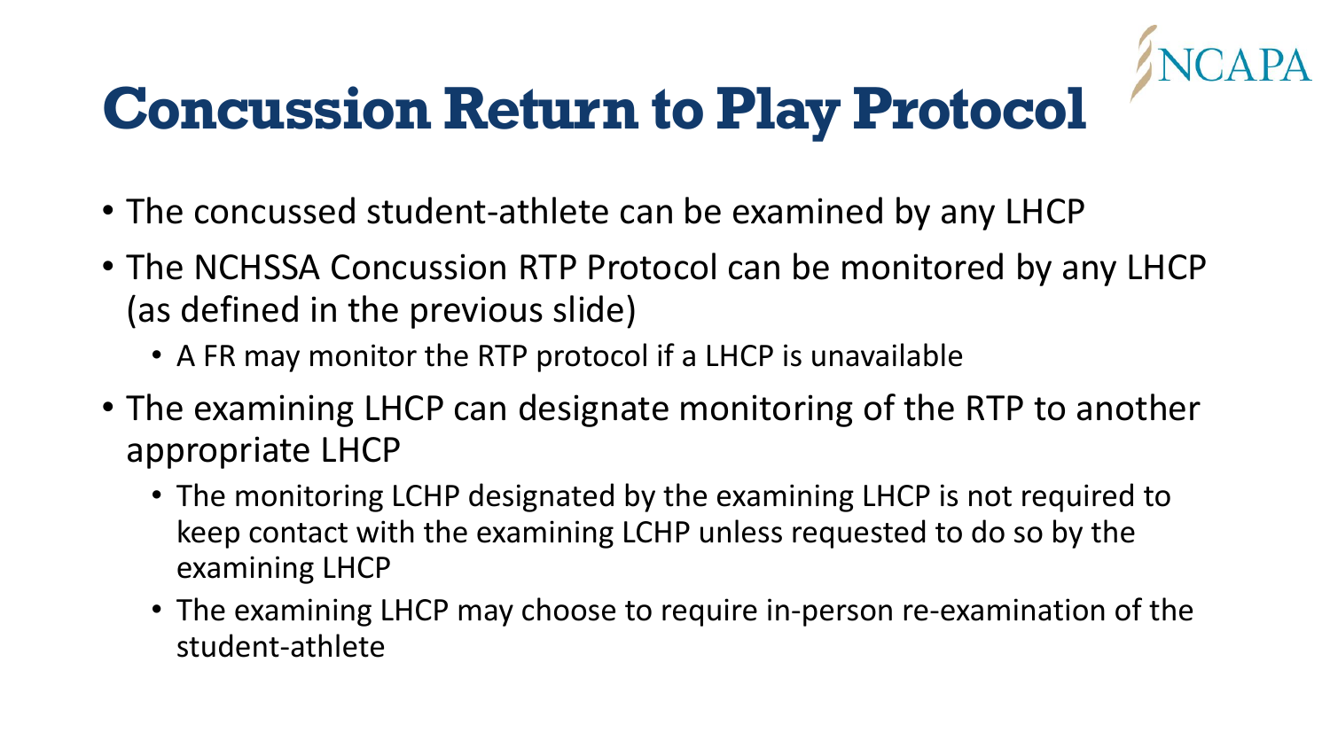# Concussion Return to Play Protocol

- The concussed student-athlete can be examined by any LHCP
- The NCHSSA Concussion RTP Protocol can be monitored by any LHCP (as defined in the previous slide)
  - A FR may monitor the RTP protocol if a LHCP is unavailable
- The examining LHCP can designate monitoring of the RTP to another appropriate LHCP
  - The monitoring LCHP designated by the examining LHCP is not required to keep contact with the examining LCHP unless requested to do so by the examining LHCP
  - The examining LHCP may choose to require in-person re-examination of the student-athlete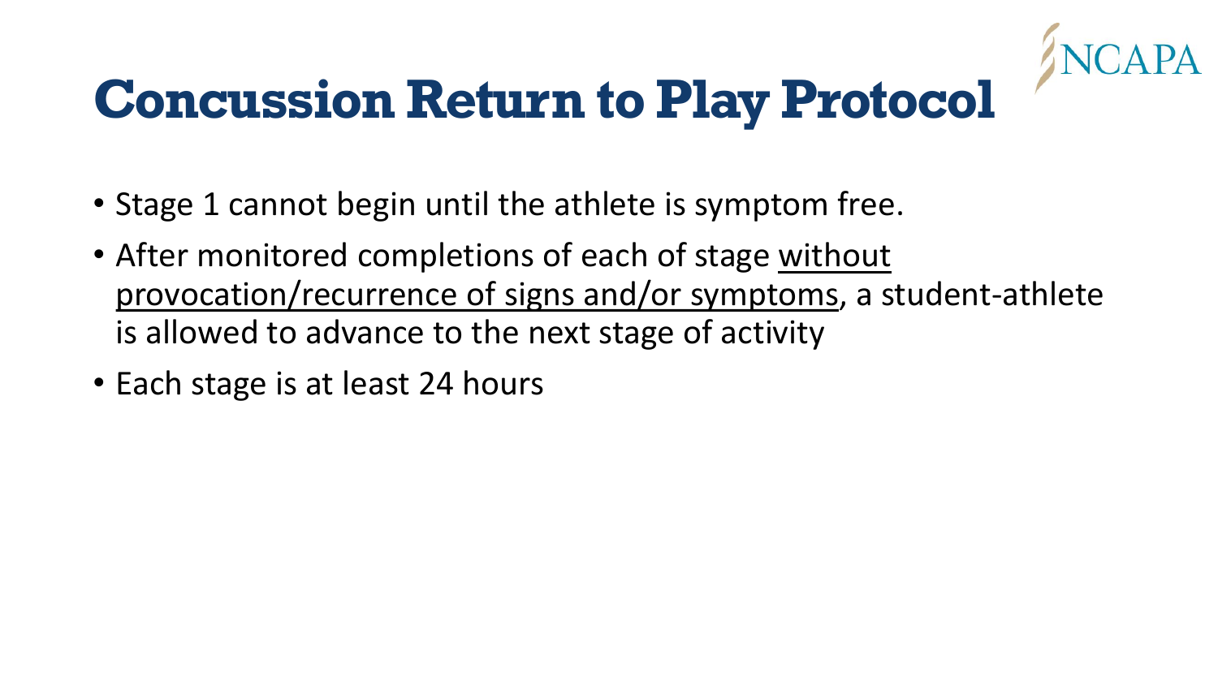# Concussion Return to Play Protocol

- Stage 1 cannot begin until the athlete is symptom free.
- After monitored completions of each of stage <u>without provocation/recurrence of signs and/or symptoms</u>, a student-athlete is allowed to advance to the next stage of activity
- Each stage is at least 24 hours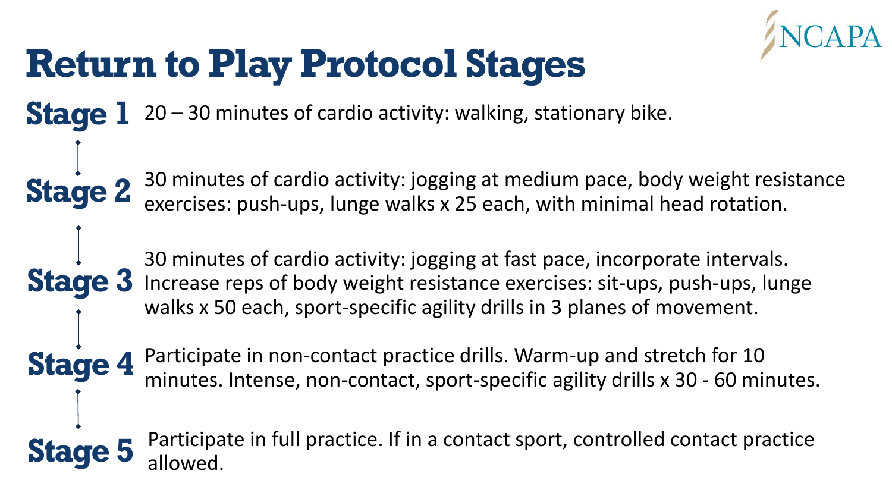# Return to Play Protocol Stages

**Stage 1** 20 – 30 minutes of cardio activity: walking, stationary bike.

**Stage 2** 30 minutes of cardio activity: jogging at medium pace, body weight resistance exercises: push-ups, lunge walks x 25 each, with minimal head rotation.

**Stage 3** 30 minutes of cardio activity: jogging at fast pace, incorporate intervals. Increase reps of body weight resistance exercises: sit-ups, push-ups, lunge walks x 50 each, sport-specific agility drills in 3 planes of movement.

**Stage 4** Participate in non-contact practice drills. Warm-up and stretch for 10 minutes. Intense, non-contact, sport-specific agility drills x 30 - 60 minutes.

**Stage 5** Participate in full practice. If in a contact sport, controlled contact practice allowed.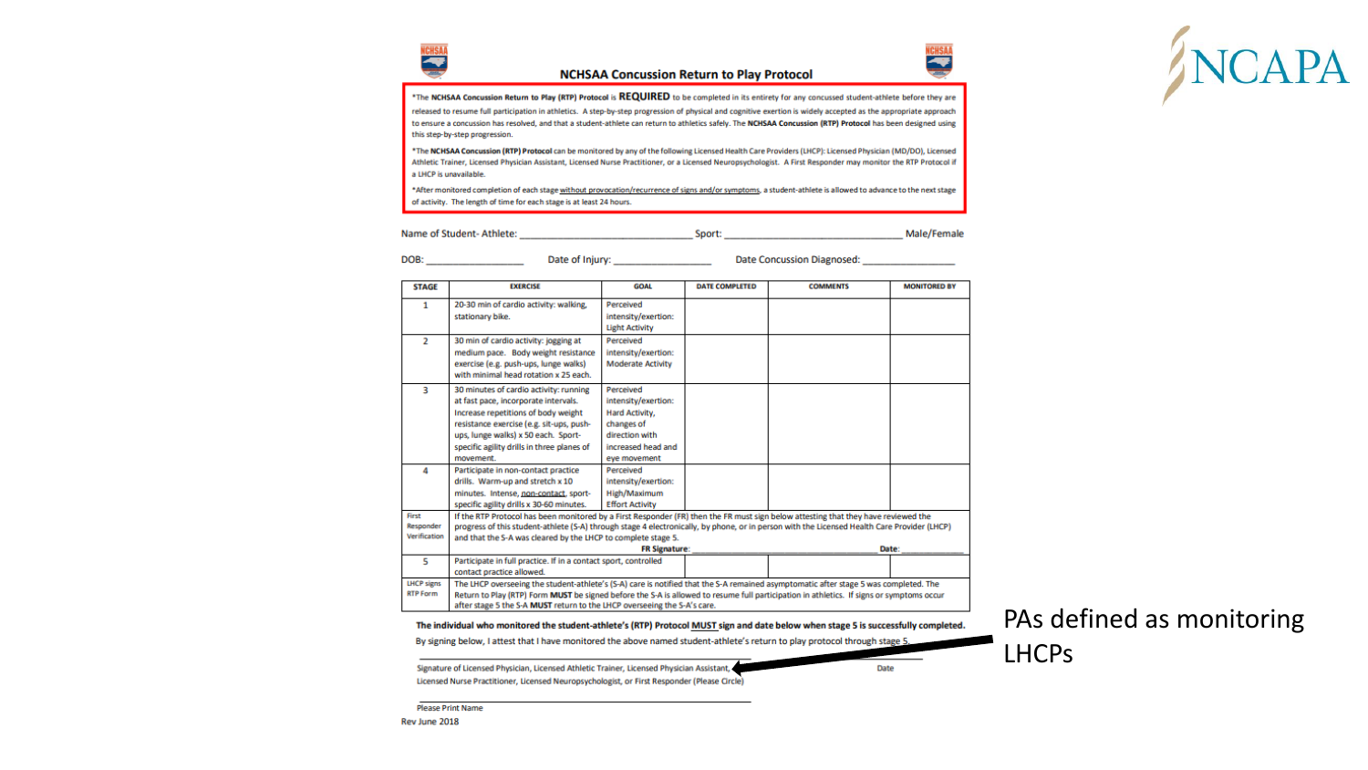NCAPA

# NCHSAA Concussion Return to Play Protocol

*The **NCHSAA Concussion Return to Play (RTP) Protocol** is **REQUIRED** to be completed in its entirety for any concussed student-athlete before they are released to resume full participation in athletics. A step-by-step progression of physical and cognitive exertion is widely accepted as the appropriate approach to ensure a concussion has resolved, and that a student-athlete can return to athletics safely. The **NCHSAA Concussion (RTP) Protocol** has been designed using this step-by-step progression.

*The **NCHSAA Concussion (RTP) Protocol** can be monitored by any of the following Licensed Health Care Providers (LHCP): Licensed Physician (MD/DO), Licensed Athletic Trainer, Licensed Physician Assistant, Licensed Nurse Practitioner, or a Licensed Neuropsychologist. A First Responder may monitor the RTP Protocol if a LHCP is unavailable.

*After monitored completion of each stage without provocation/recurrence of signs and/or symptoms, a student-athlete is allowed to advance to the next stage of activity. The length of time for each stage is at least 24 hours.

Name of Student- Athlete: ______________________________ Sport: ______________________________ Male/Female

DOB: _______________ Date of Injury: _______________ Date Concussion Diagnosed: _______________

| STAGE | EXERCISE | GOAL | DATE COMPLETED | COMMENTS | MONITORED BY |
|---|---|---|---|---|---|
| 1 | 20-30 min of cardio activity: walking, stationary bike. | Perceived intensity/exertion: Light Activity | | | |
| 2 | 30 min of cardio activity: jogging at medium pace. Body weight resistance exercise (e.g. push-ups, lunge walks) with minimal head rotation x 25 each. | Perceived intensity/exertion: Moderate Activity | | | |
| 3 | 30 minutes of cardio activity: running at fast pace, incorporate intervals. Increase repetitions of body weight resistance exercise (e.g. sit-ups, push-ups, lunge walks) x 50 each. Sport-specific agility drills in three planes of movement. | Perceived intensity/exertion: Hard Activity, changes of direction with increased head and eye movement | | | |
| 4 | Participate in non-contact practice drills. Warm-up and stretch x 10 minutes. Intense, non-contact, sport-specific agility drills x 30-60 minutes. | Perceived intensity/exertion: High/Maximum Effort Activity | | | |
| First Responder Verification | If the RTP Protocol has been monitored by a First Responder (FR) then the FR must sign below attesting that they have reviewed the progression of this student-athlete (S-A) through stage 4 electronically, by phone, or in person with the Licensed Health Care Provider (LHCP) and that the S-A was cleared by the LHCP to complete stage 5. **FR Signature**: ______________ **Date**: __________ | | | | |
| 5 | Participate in full practice. If in a contact sport, controlled contact practice allowed. | | | | |
| LHCP signs RTP Form | The LHCP overseeing the student-athlete's (S-A) care is notified that the S-A remained asymptomatic after stage 5 was completed. The Return to Play (RTP) Form **MUST** be signed before the S-A is allowed to resume full participation in athletics. If signs or symptoms occur after stage 5 the S-A **MUST** return to the LHCP overseeing the S-A's care. | | | | |

**The individual who monitored the student-athlete's (RTP) Protocol MUST sign and date below when stage 5 is successfully completed.**

By signing below, I attest that I have monitored the above named student-athlete's return to play protocol through stage 5.

______________________________________________ ______________

Signature of Licensed Physician, Licensed Athletic Trainer, Licensed Physician Assistant, Licensed Nurse Practitioner, Licensed Neuropsychologist, or First Responder (Please Circle) Date

______________________________________________

Please Print Name

Rev June 2018

PAs defined as monitoring LHCPs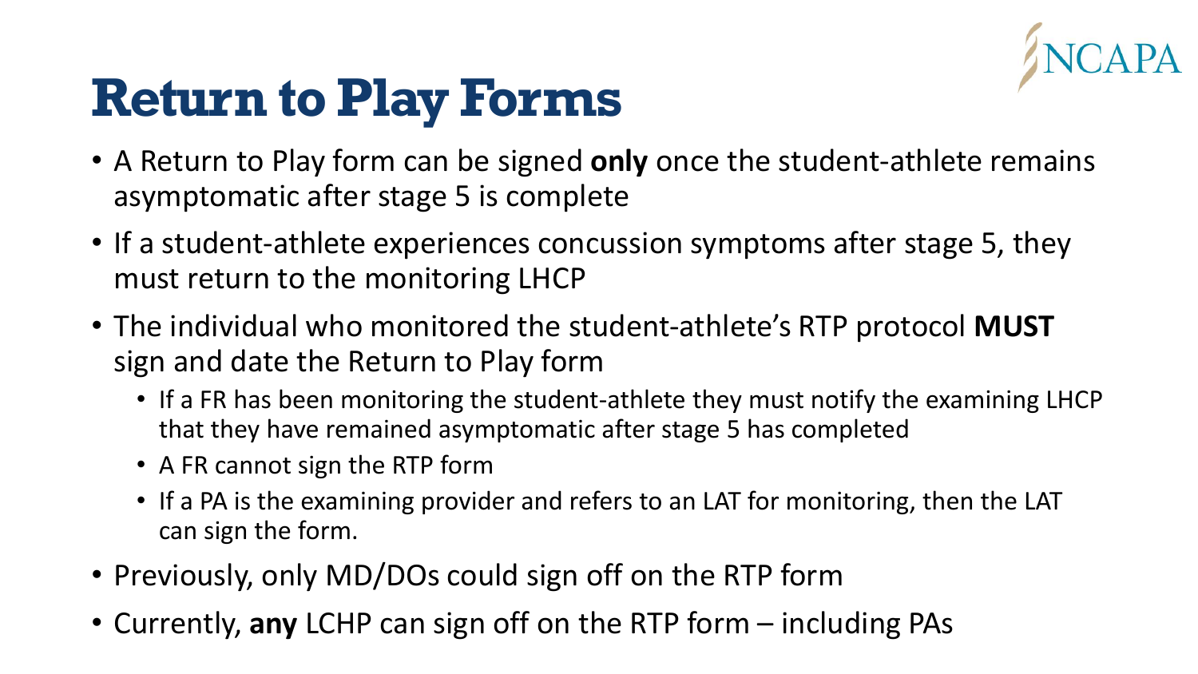# Return to Play Forms

- A Return to Play form can be signed **only** once the student-athlete remains asymptomatic after stage 5 is complete
- If a student-athlete experiences concussion symptoms after stage 5, they must return to the monitoring LHCP
- The individual who monitored the student-athlete's RTP protocol **MUST** sign and date the Return to Play form
  - If a FR has been monitoring the student-athlete they must notify the examining LHCP that they have remained asymptomatic after stage 5 has completed
  - A FR cannot sign the RTP form
  - If a PA is the examining provider and refers to an LAT for monitoring, then the LAT can sign the form.
- Previously, only MD/DOs could sign off on the RTP form
- Currently, **any** LCHP can sign off on the RTP form – including PAs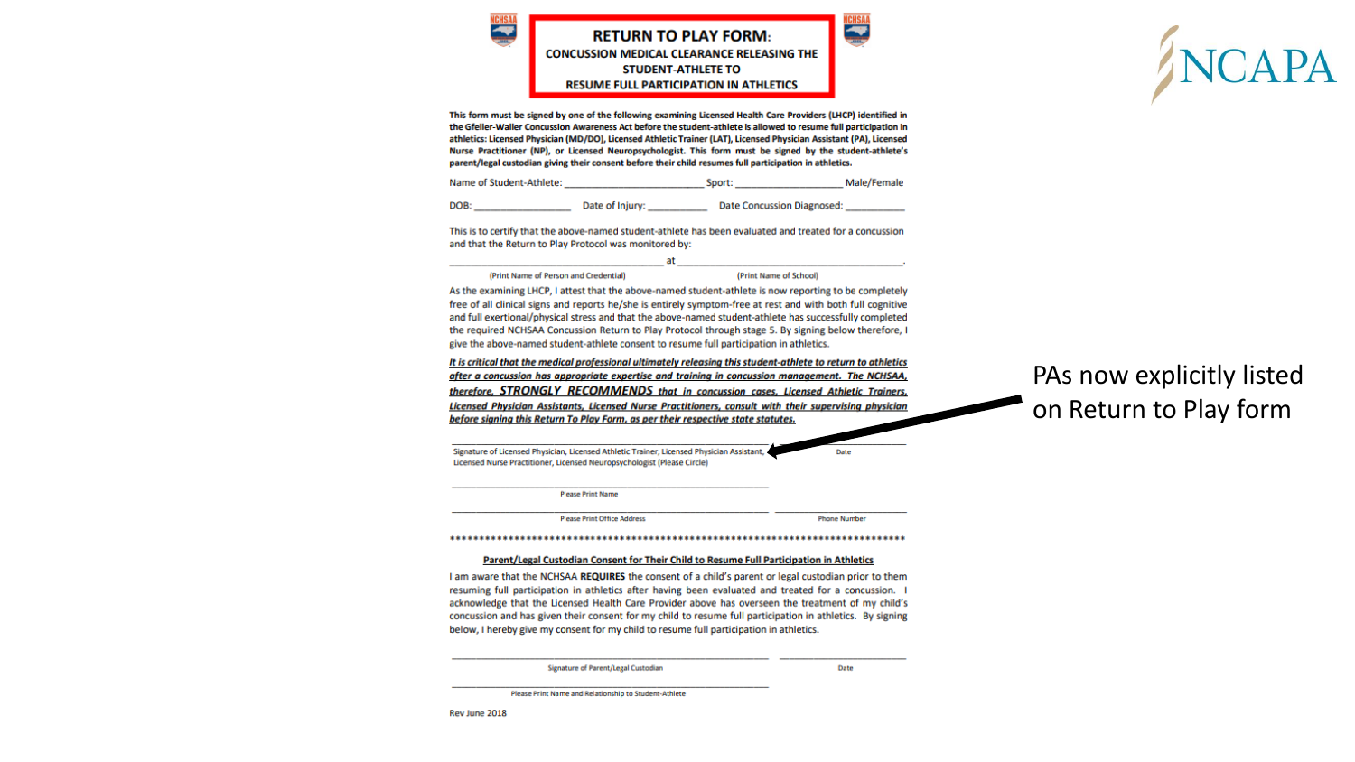NCAPA

# RETURN TO PLAY FORM:

## CONCUSSION MEDICAL CLEARANCE RELEASING THE STUDENT-ATHLETE TO RESUME FULL PARTICIPATION IN ATHLETICS

**This form must be signed by one of the following examining Licensed Health Care Providers (LHCP) identified in the Gfeller-Waller Concussion Awareness Act before the student-athlete is allowed to resume full participation in athletics: Licensed Physician (MD/DO), Licensed Athletic Trainer (LAT), Licensed Physician Assistant (PA), Licensed Nurse Practitioner (NP), or Licensed Neuropsychologist. This form must be signed by the student-athlete's parent/legal custodian giving their consent before their child resumes full participation in athletics.**

Name of Student-Athlete: ______________________ Sport: __________________ Male/Female

DOB: _______________ Date of Injury: __________ Date Concussion Diagnosed: ___________

This is to certify that the above-named student-athlete has been evaluated and treated for a concussion and that the Return to Play Protocol was monitored by:

______________________________ at ______________________________.

(Print Name of Person and Credential) (Print Name of School)

As the examining LHCP, I attest that the above-named student-athlete is now reporting to be completely free of all clinical signs and reports he/she is entirely symptom-free at rest and with both full cognitive and full exertional/physical stress and that the above-named student-athlete has successfully completed the required NCHSAA Concussion Return to Play Protocol through stage 5. By signing below therefore, I give the above-named student-athlete consent to resume full participation in athletics.

***It is critical that the medical professional ultimately releasing this student-athlete to return to athletics after a concussion has appropriate expertise and training in concussion management. The NCHSAA, therefore, STRONGLY RECOMMENDS that in concussion cases, Licensed Athletic Trainers, Licensed Physician Assistants, Licensed Nurse Practitioners, consult with their supervising physician before signing this Return To Play Form, as per their respective state statutes.***

______________________________________________ ______________

Signature of Licensed Physician, Licensed Athletic Trainer, Licensed Physician Assistant, Licensed Nurse Practitioner, Licensed Neuropsychologist (Please Circle) Date

______________________________________________

Please Print Name

______________________________________________ ______________

Please Print Office Address Phone Number

*************************************************************************

**Parent/Legal Custodian Consent for Their Child to Resume Full Participation in Athletics**

I am aware that the NCHSAA **REQUIRES** the consent of a child's parent or legal custodian prior to them resuming full participation in athletics after having been evaluated and treated for a concussion. I acknowledge that the Licensed Health Care Provider above has overseen the treatment of my child's concussion and has given their consent for my child to resume full participation in athletics. By signing below, I hereby give my consent for my child to resume full participation in athletics.

______________________________________________ ______________

Signature of Parent/Legal Custodian Date

______________________________________________

Please Print Name and Relationship to Student-Athlete

Rev June 2018

PAs now explicitly listed on Return to Play form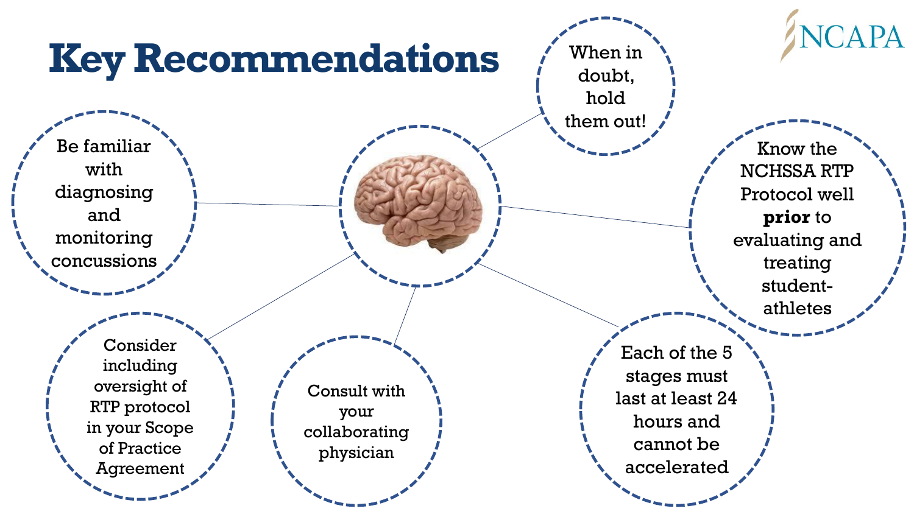# Key Recommendations

- Be familiar with diagnosing and monitoring concussions
- When in doubt, hold them out!
- Know the NCHSSA RTP Protocol well **prior** to evaluating and treating student-athletes
- Each of the 5 stages must last at least 24 hours and cannot be accelerated
- Consult with your collaborating physician
- Consider including oversight of RTP protocol in your Scope of Practice Agreement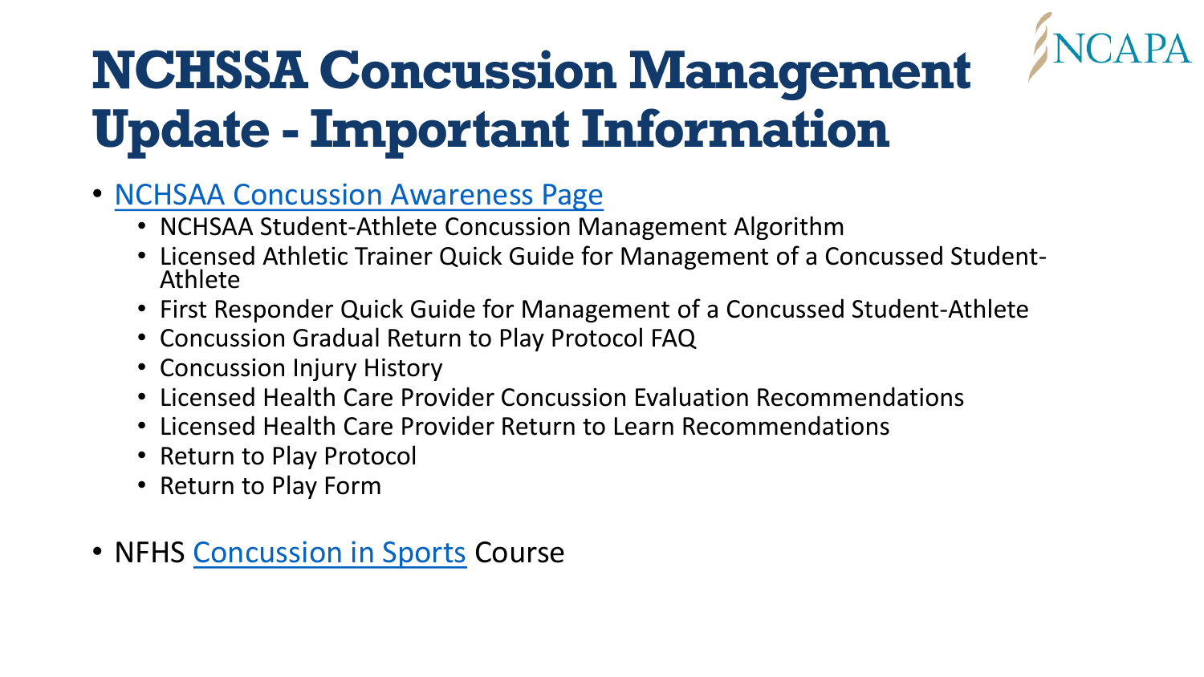# NCHSSA Concussion Management Update - Important Information

- NCHSAA Concussion Awareness Page
  - NCHSAA Student-Athlete Concussion Management Algorithm
  - Licensed Athletic Trainer Quick Guide for Management of a Concussed Student-Athlete
  - First Responder Quick Guide for Management of a Concussed Student-Athlete
  - Concussion Gradual Return to Play Protocol FAQ
  - Concussion Injury History
  - Licensed Health Care Provider Concussion Evaluation Recommendations
  - Licensed Health Care Provider Return to Learn Recommendations
  - Return to Play Protocol
  - Return to Play Form

- NFHS Concussion in Sports Course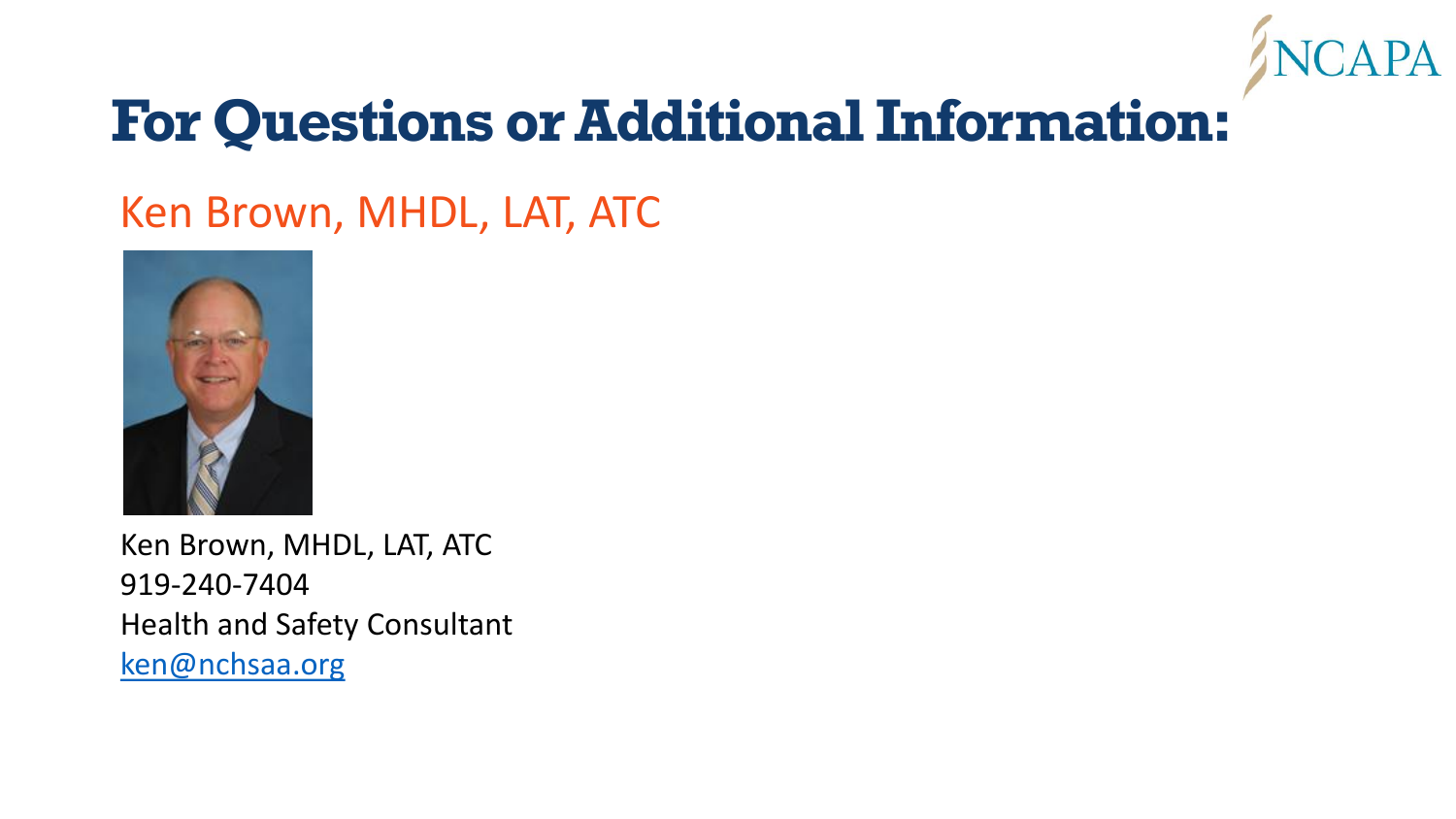# For Questions or Additional Information:

## Ken Brown, MHDL, LAT, ATC

Ken Brown, MHDL, LAT, ATC
919-240-7404
Health and Safety Consultant
ken@nchsaa.org